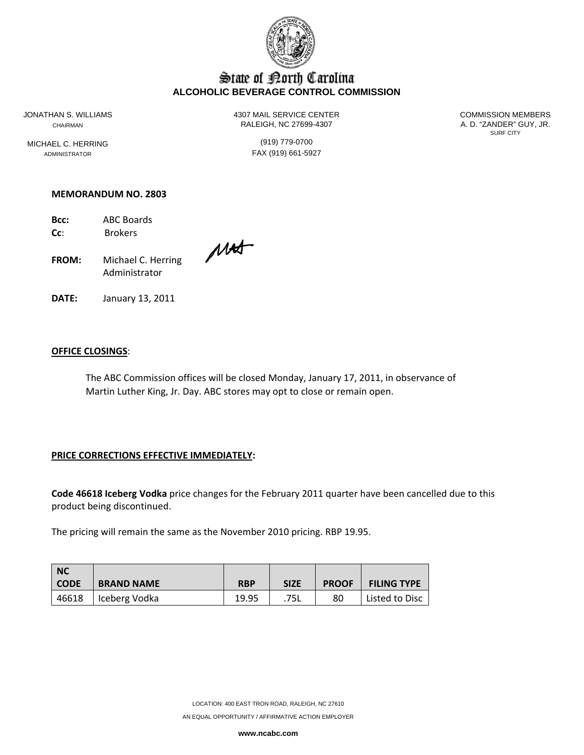# State of North Carolina
## ALCOHOLIC BEVERAGE CONTROL COMMISSION

JONATHAN S. WILLIAMS
CHAIRMAN

MICHAEL C. HERRING
ADMINISTRATOR

4307 MAIL SERVICE CENTER
RALEIGH, NC 27699-4307

(919) 779-0700
FAX (919) 661-5927

COMMISSION MEMBERS
A. D. "ZANDER" GUY, JR.
SURF CITY

**MEMORANDUM NO. 2803**

**Bcc:** ABC Boards
**Cc**: Brokers

**FROM:** Michael C. Herring
Administrator

**DATE:** January 13, 2011

**OFFICE CLOSINGS**:

The ABC Commission offices will be closed Monday, January 17, 2011, in observance of Martin Luther King, Jr. Day. ABC stores may opt to close or remain open.

**PRICE CORRECTIONS EFFECTIVE IMMEDIATELY:**

**Code 46618 Iceberg Vodka** price changes for the February 2011 quarter have been cancelled due to this product being discontinued.

The pricing will remain the same as the November 2010 pricing. RBP 19.95.

| NC CODE | BRAND NAME | RBP | SIZE | PROOF | FILING TYPE |
|---|---|---|---|---|---|
| 46618 | Iceberg Vodka | 19.95 | .75L | 80 | Listed to Disc |

LOCATION: 400 EAST TRON ROAD, RALEIGH, NC 27610

AN EQUAL OPPORTUNITY / AFFIRMATIVE ACTION EMPLOYER

**www.ncabc.com**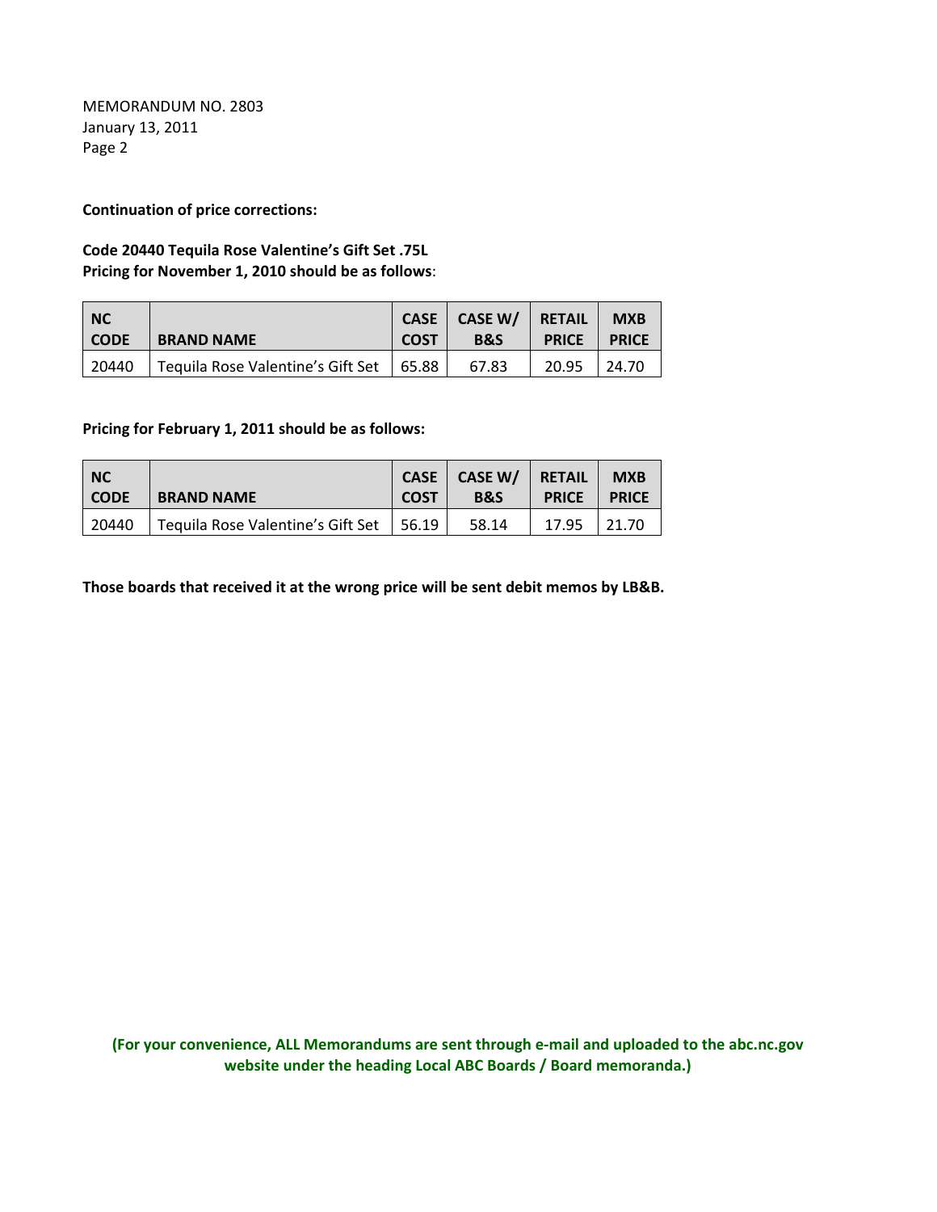MEMORANDUM NO. 2803
January 13, 2011
Page 2

**Continuation of price corrections:**

**Code 20440 Tequila Rose Valentine's Gift Set .75L**
**Pricing for November 1, 2010 should be as follows**:

| NC CODE | BRAND NAME | CASE COST | CASE W/ B&S | RETAIL PRICE | MXB PRICE |
|---|---|---|---|---|---|
| 20440 | Tequila Rose Valentine's Gift Set | 65.88 | 67.83 | 20.95 | 24.70 |

**Pricing for February 1, 2011 should be as follows:**

| NC CODE | BRAND NAME | CASE COST | CASE W/ B&S | RETAIL PRICE | MXB PRICE |
|---|---|---|---|---|---|
| 20440 | Tequila Rose Valentine's Gift Set | 56.19 | 58.14 | 17.95 | 21.70 |

**Those boards that received it at the wrong price will be sent debit memos by LB&B.**

**(For your convenience, ALL Memorandums are sent through e-mail and uploaded to the abc.nc.gov website under the heading Local ABC Boards / Board memoranda.)**